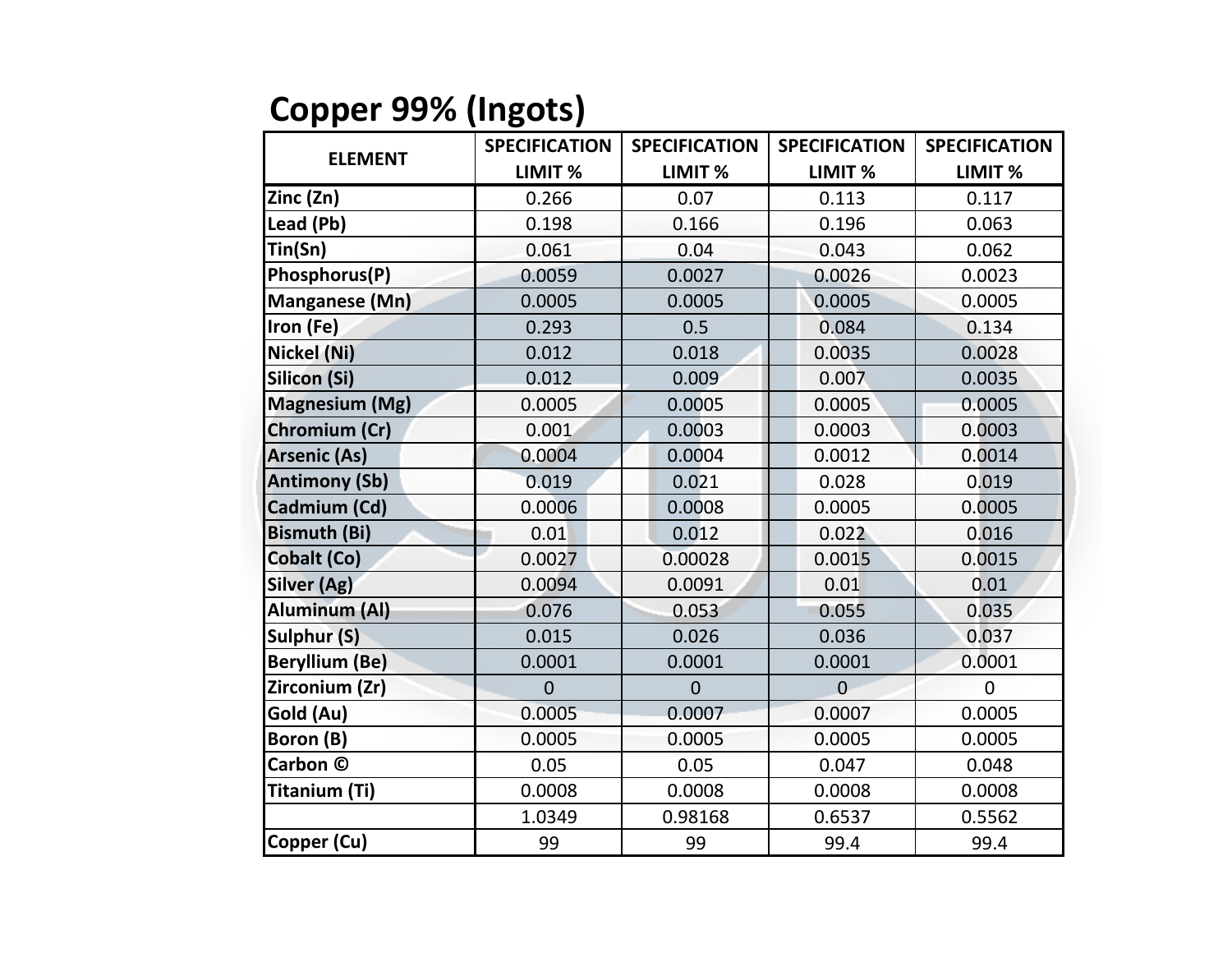# Copper 99% (Ingots)

| ELEMENT | SPECIFICATION LIMIT % | SPECIFICATION LIMIT % | SPECIFICATION LIMIT % | SPECIFICATION LIMIT % |
|---|---|---|---|---|
| Zinc (Zn) | 0.266 | 0.07 | 0.113 | 0.117 |
| Lead (Pb) | 0.198 | 0.166 | 0.196 | 0.063 |
| Tin(Sn) | 0.061 | 0.04 | 0.043 | 0.062 |
| Phosphorus(P) | 0.0059 | 0.0027 | 0.0026 | 0.0023 |
| Manganese (Mn) | 0.0005 | 0.0005 | 0.0005 | 0.0005 |
| Iron (Fe) | 0.293 | 0.5 | 0.084 | 0.134 |
| Nickel (Ni) | 0.012 | 0.018 | 0.0035 | 0.0028 |
| Silicon (Si) | 0.012 | 0.009 | 0.007 | 0.0035 |
| Magnesium (Mg) | 0.0005 | 0.0005 | 0.0005 | 0.0005 |
| Chromium (Cr) | 0.001 | 0.0003 | 0.0003 | 0.0003 |
| Arsenic (As) | 0.0004 | 0.0004 | 0.0012 | 0.0014 |
| Antimony (Sb) | 0.019 | 0.021 | 0.028 | 0.019 |
| Cadmium (Cd) | 0.0006 | 0.0008 | 0.0005 | 0.0005 |
| Bismuth (Bi) | 0.01 | 0.012 | 0.022 | 0.016 |
| Cobalt (Co) | 0.0027 | 0.00028 | 0.0015 | 0.0015 |
| Silver (Ag) | 0.0094 | 0.0091 | 0.01 | 0.01 |
| Aluminum (Al) | 0.076 | 0.053 | 0.055 | 0.035 |
| Sulphur (S) | 0.015 | 0.026 | 0.036 | 0.037 |
| Beryllium (Be) | 0.0001 | 0.0001 | 0.0001 | 0.0001 |
| Zirconium (Zr) | 0 | 0 | 0 | 0 |
| Gold (Au) | 0.0005 | 0.0007 | 0.0007 | 0.0005 |
| Boron (B) | 0.0005 | 0.0005 | 0.0005 | 0.0005 |
| Carbon © | 0.05 | 0.05 | 0.047 | 0.048 |
| Titanium (Ti) | 0.0008 | 0.0008 | 0.0008 | 0.0008 |
| | 1.0349 | 0.98168 | 0.6537 | 0.5562 |
| Copper (Cu) | 99 | 99 | 99.4 | 99.4 |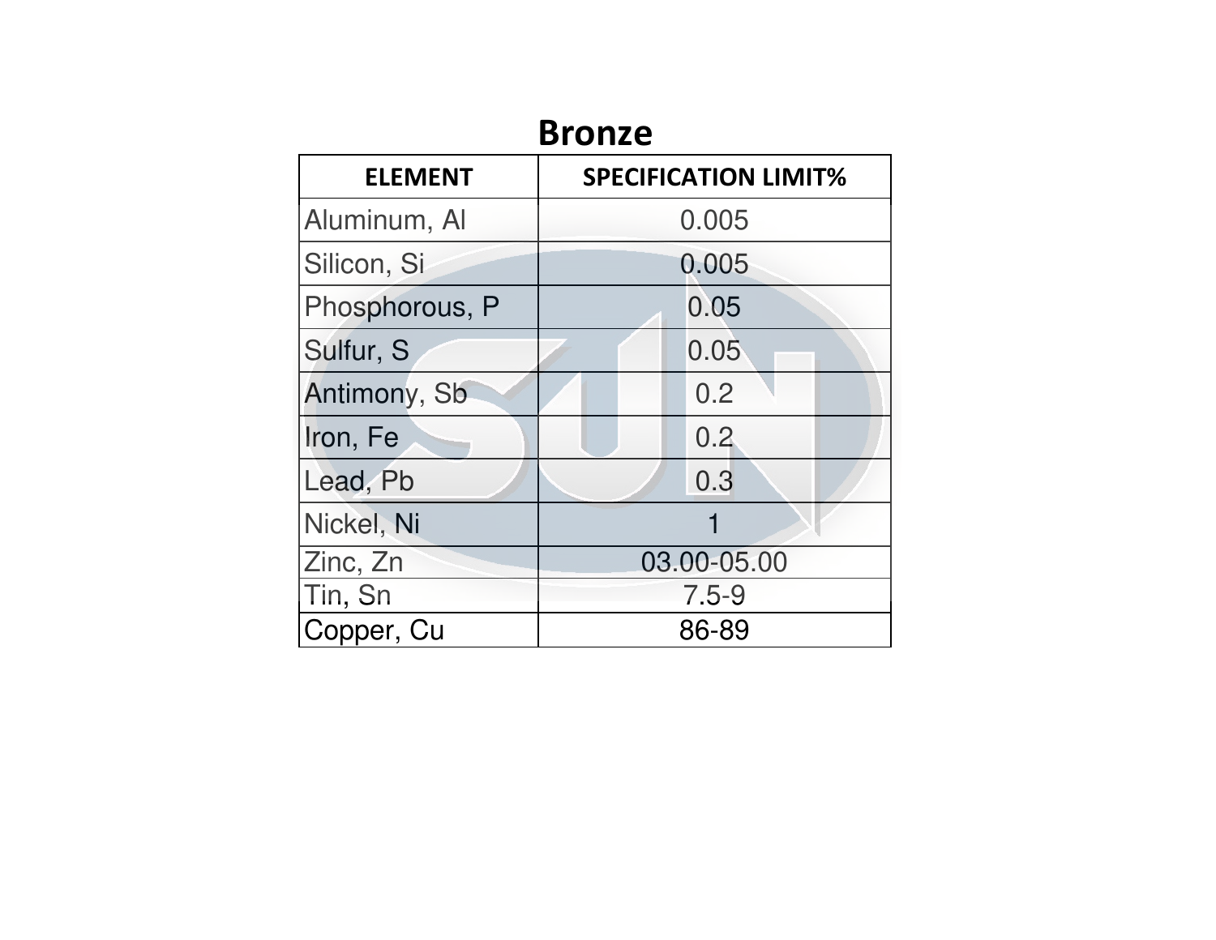# Bronze

| ELEMENT | SPECIFICATION LIMIT% |
|---|---|
| Aluminum, Al | 0.005 |
| Silicon, Si | 0.005 |
| Phosphorous, P | 0.05 |
| Sulfur, S | 0.05 |
| Antimony, Sb | 0.2 |
| Iron, Fe | 0.2 |
| Lead, Pb | 0.3 |
| Nickel, Ni | 1 |
| Zinc, Zn | 03.00-05.00 |
| Tin, Sn | 7.5-9 |
| Copper, Cu | 86-89 |